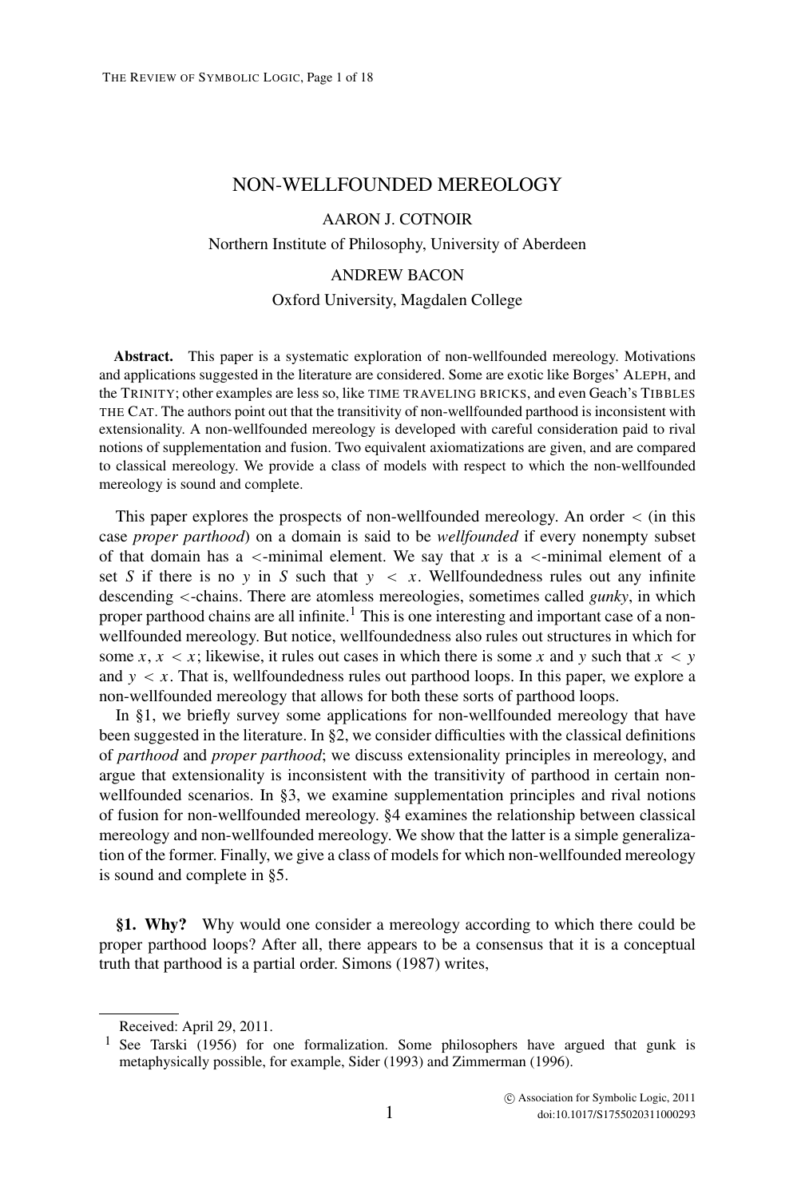# NON-WELLFOUNDED MEREOLOGY

AARON J. COTNOIR

Northern Institute of Philosophy, University of Aberdeen

ANDREW BACON

Oxford University, Magdalen College

**Abstract.** This paper is a systematic exploration of non-wellfounded mereology. Motivations and applications suggested in the literature are considered. Some are exotic like Borges' ALEPH, and the TRINITY; other examples are less so, like TIME TRAVELING BRICKS, and even Geach's TIBBLES THE CAT. The authors point out that the transitivity of non-wellfounded parthood is inconsistent with extensionality. A non-wellfounded mereology is developed with careful consideration paid to rival notions of supplementation and fusion. Two equivalent axiomatizations are given, and are compared to classical mereology. We provide a class of models with respect to which the non-wellfounded mereology is sound and complete.

This paper explores the prospects of non-wellfounded mereology. An order $<$ (in this case *proper parthood*) on a domain is said to be *wellfounded* if every nonempty subset of that domain has a $<$-minimal element. We say that $x$ is a $<$-minimal element of a set $S$ if there is no $y$ in $S$ such that $y < x$. Wellfoundedness rules out any infinite descending $<$-chains. There are atomless mereologies, sometimes called *gunky*, in which proper parthood chains are all infinite.[1] This is one interesting and important case of a non-wellfounded mereology. But notice, wellfoundedness also rules out structures in which for some $x$, $x < x$; likewise, it rules out cases in which there is some $x$ and $y$ such that $x < y$ and $y < x$. That is, wellfoundedness rules out parthood loops. In this paper, we explore a non-wellfounded mereology that allows for both these sorts of parthood loops.

In §1, we briefly survey some applications for non-wellfounded mereology that have been suggested in the literature. In §2, we consider difficulties with the classical definitions of *parthood* and *proper parthood*; we discuss extensionality principles in mereology, and argue that extensionality is inconsistent with the transitivity of parthood in certain non-wellfounded scenarios. In §3, we examine supplementation principles and rival notions of fusion for non-wellfounded mereology. §4 examines the relationship between classical mereology and non-wellfounded mereology. We show that the latter is a simple generalization of the former. Finally, we give a class of models for which non-wellfounded mereology is sound and complete in §5.

**§1. Why?** Why would one consider a mereology according to which there could be proper parthood loops? After all, there appears to be a consensus that it is a conceptual truth that parthood is a partial order. Simons (1987) writes,

---

Received: April 29, 2011.

[1] See Tarski (1956) for one formalization. Some philosophers have argued that gunk is metaphysically possible, for example, Sider (1993) and Zimmerman (1996).

© Association for Symbolic Logic, 2011
doi:10.1017/S1755020311000293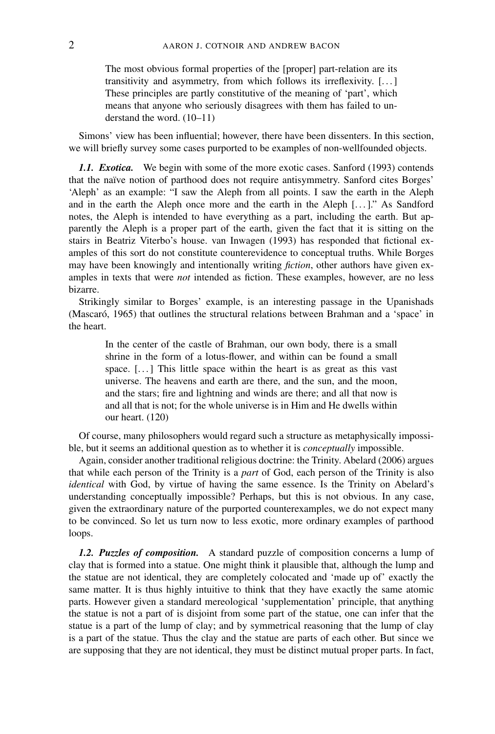> The most obvious formal properties of the [proper] part-relation are its transitivity and asymmetry, from which follows its irreflexivity. [. . . ] These principles are partly constitutive of the meaning of 'part', which means that anyone who seriously disagrees with them has failed to understand the word. (10–11)

Simons' view has been influential; however, there have been dissenters. In this section, we will briefly survey some cases purported to be examples of non-wellfounded objects.

***1.1. Exotica.*** We begin with some of the more exotic cases. Sanford (1993) contends that the naïve notion of parthood does not require antisymmetry. Sanford cites Borges' 'Aleph' as an example: "I saw the Aleph from all points. I saw the earth in the Aleph and in the earth the Aleph once more and the earth in the Aleph [. . . ]." As Sandford notes, the Aleph is intended to have everything as a part, including the earth. But apparently the Aleph is a proper part of the earth, given the fact that it is sitting on the stairs in Beatriz Viterbo's house. van Inwagen (1993) has responded that fictional examples of this sort do not constitute counterevidence to conceptual truths. While Borges may have been knowingly and intentionally writing *fiction*, other authors have given examples in texts that were *not* intended as fiction. These examples, however, are no less bizarre.

Strikingly similar to Borges' example, is an interesting passage in the Upanishads (Mascaró, 1965) that outlines the structural relations between Brahman and a 'space' in the heart.

> In the center of the castle of Brahman, our own body, there is a small shrine in the form of a lotus-flower, and within can be found a small space. [. . . ] This little space within the heart is as great as this vast universe. The heavens and earth are there, and the sun, and the moon, and the stars; fire and lightning and winds are there; and all that now is and all that is not; for the whole universe is in Him and He dwells within our heart. (120)

Of course, many philosophers would regard such a structure as metaphysically impossible, but it seems an additional question as to whether it is *conceptually* impossible.

Again, consider another traditional religious doctrine: the Trinity. Abelard (2006) argues that while each person of the Trinity is a *part* of God, each person of the Trinity is also *identical* with God, by virtue of having the same essence. Is the Trinity on Abelard's understanding conceptually impossible? Perhaps, but this is not obvious. In any case, given the extraordinary nature of the purported counterexamples, we do not expect many to be convinced. So let us turn now to less exotic, more ordinary examples of parthood loops.

***1.2. Puzzles of composition.*** A standard puzzle of composition concerns a lump of clay that is formed into a statue. One might think it plausible that, although the lump and the statue are not identical, they are completely colocated and 'made up of' exactly the same matter. It is thus highly intuitive to think that they have exactly the same atomic parts. However given a standard mereological 'supplementation' principle, that anything the statue is not a part of is disjoint from some part of the statue, one can infer that the statue is a part of the lump of clay; and by symmetrical reasoning that the lump of clay is a part of the statue. Thus the clay and the statue are parts of each other. But since we are supposing that they are not identical, they must be distinct mutual proper parts. In fact,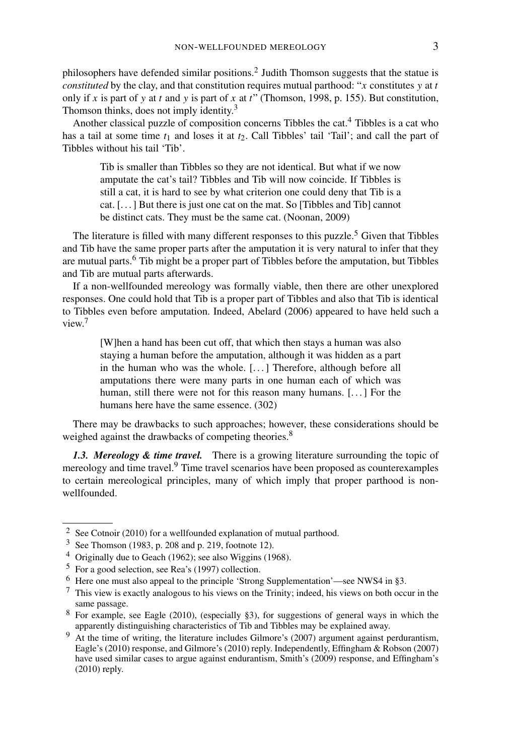philosophers have defended similar positions.[2] Judith Thomson suggests that the statue is *constituted* by the clay, and that constitution requires mutual parthood: "$x$ constitutes $y$ at $t$ only if $x$ is part of $y$ at $t$ and $y$ is part of $x$ at $t$" (Thomson, 1998, p. 155). But constitution, Thomson thinks, does not imply identity.[3]

Another classical puzzle of composition concerns Tibbles the cat.[4] Tibbles is a cat who has a tail at some time $t_1$ and loses it at $t_2$. Call Tibbles' tail 'Tail'; and call the part of Tibbles without his tail 'Tib'.

> Tib is smaller than Tibbles so they are not identical. But what if we now amputate the cat's tail? Tibbles and Tib will now coincide. If Tibbles is still a cat, it is hard to see by what criterion one could deny that Tib is a cat. [...] But there is just one cat on the mat. So [Tibbles and Tib] cannot be distinct cats. They must be the same cat. (Noonan, 2009)

The literature is filled with many different responses to this puzzle.[5] Given that Tibbles and Tib have the same proper parts after the amputation it is very natural to infer that they are mutual parts.[6] Tib might be a proper part of Tibbles before the amputation, but Tibbles and Tib are mutual parts afterwards.

If a non-wellfounded mereology was formally viable, then there are other unexplored responses. One could hold that Tib is a proper part of Tibbles and also that Tib is identical to Tibbles even before amputation. Indeed, Abelard (2006) appeared to have held such a view.[7]

> [W]hen a hand has been cut off, that which then stays a human was also staying a human before the amputation, although it was hidden as a part in the human who was the whole. [...] Therefore, although before all amputations there were many parts in one human each of which was human, still there were not for this reason many humans. [...] For the humans here have the same essence. (302)

There may be drawbacks to such approaches; however, these considerations should be weighed against the drawbacks of competing theories.[8]

***1.3. Mereology & time travel.*** There is a growing literature surrounding the topic of mereology and time travel.[9] Time travel scenarios have been proposed as counterexamples to certain mereological principles, many of which imply that proper parthood is non-wellfounded.

---

[2] See Cotnoir (2010) for a wellfounded explanation of mutual parthood.

[3] See Thomson (1983, p. 208 and p. 219, footnote 12).

[4] Originally due to Geach (1962); see also Wiggins (1968).

[5] For a good selection, see Rea's (1997) collection.

[6] Here one must also appeal to the principle 'Strong Supplementation'—see NWS4 in §3.

[7] This view is exactly analogous to his views on the Trinity; indeed, his views on both occur in the same passage.

[8] For example, see Eagle (2010), (especially §3), for suggestions of general ways in which the apparently distinguishing characteristics of Tib and Tibbles may be explained away.

[9] At the time of writing, the literature includes Gilmore's (2007) argument against perdurantism, Eagle's (2010) response, and Gilmore's (2010) reply. Independently, Effingham & Robson (2007) have used similar cases to argue against endurantism, Smith's (2009) response, and Effingham's (2010) reply.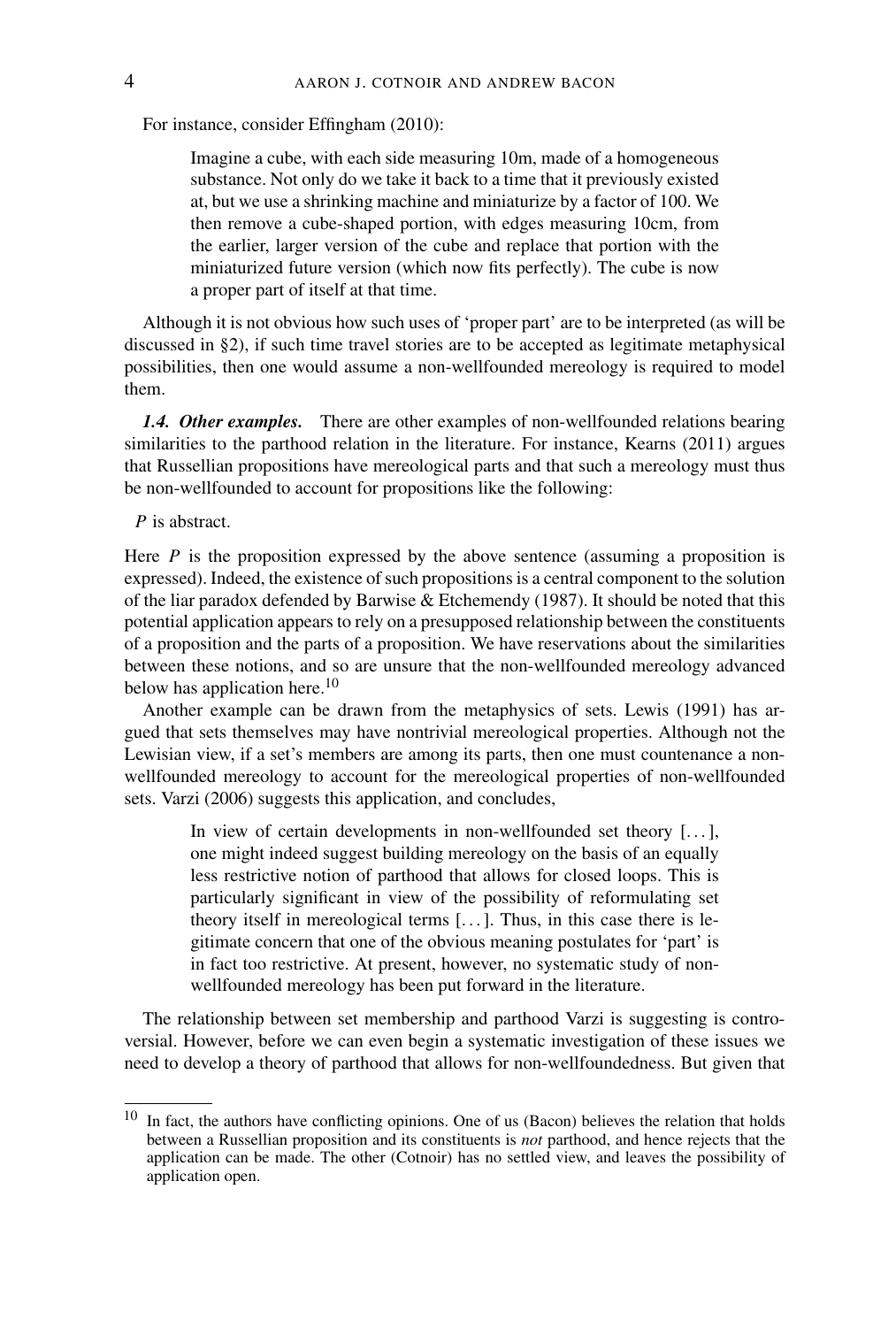For instance, consider Effingham (2010):

> Imagine a cube, with each side measuring 10m, made of a homogeneous substance. Not only do we take it back to a time that it previously existed at, but we use a shrinking machine and miniaturize by a factor of 100. We then remove a cube-shaped portion, with edges measuring 10cm, from the earlier, larger version of the cube and replace that portion with the miniaturized future version (which now fits perfectly). The cube is now a proper part of itself at that time.

Although it is not obvious how such uses of 'proper part' are to be interpreted (as will be discussed in §2), if such time travel stories are to be accepted as legitimate metaphysical possibilities, then one would assume a non-wellfounded mereology is required to model them.

***1.4. Other examples.*** There are other examples of non-wellfounded relations bearing similarities to the parthood relation in the literature. For instance, Kearns (2011) argues that Russellian propositions have mereological parts and that such a mereology must thus be non-wellfounded to account for propositions like the following:

*P* is abstract.

Here *P* is the proposition expressed by the above sentence (assuming a proposition is expressed). Indeed, the existence of such propositions is a central component to the solution of the liar paradox defended by Barwise & Etchemendy (1987). It should be noted that this potential application appears to rely on a presupposed relationship between the constituents of a proposition and the parts of a proposition. We have reservations about the similarities between these notions, and so are unsure that the non-wellfounded mereology advanced below has application here.[10]

Another example can be drawn from the metaphysics of sets. Lewis (1991) has argued that sets themselves may have nontrivial mereological properties. Although not the Lewisian view, if a set's members are among its parts, then one must countenance a non-wellfounded mereology to account for the mereological properties of non-wellfounded sets. Varzi (2006) suggests this application, and concludes,

> In view of certain developments in non-wellfounded set theory [...], one might indeed suggest building mereology on the basis of an equally less restrictive notion of parthood that allows for closed loops. This is particularly significant in view of the possibility of reformulating set theory itself in mereological terms [...]. Thus, in this case there is legitimate concern that one of the obvious meaning postulates for 'part' is in fact too restrictive. At present, however, no systematic study of non-wellfounded mereology has been put forward in the literature.

The relationship between set membership and parthood Varzi is suggesting is controversial. However, before we can even begin a systematic investigation of these issues we need to develop a theory of parthood that allows for non-wellfoundedness. But given that

---

[10] In fact, the authors have conflicting opinions. One of us (Bacon) believes the relation that holds between a Russellian proposition and its constituents is *not* parthood, and hence rejects that the application can be made. The other (Cotnoir) has no settled view, and leaves the possibility of application open.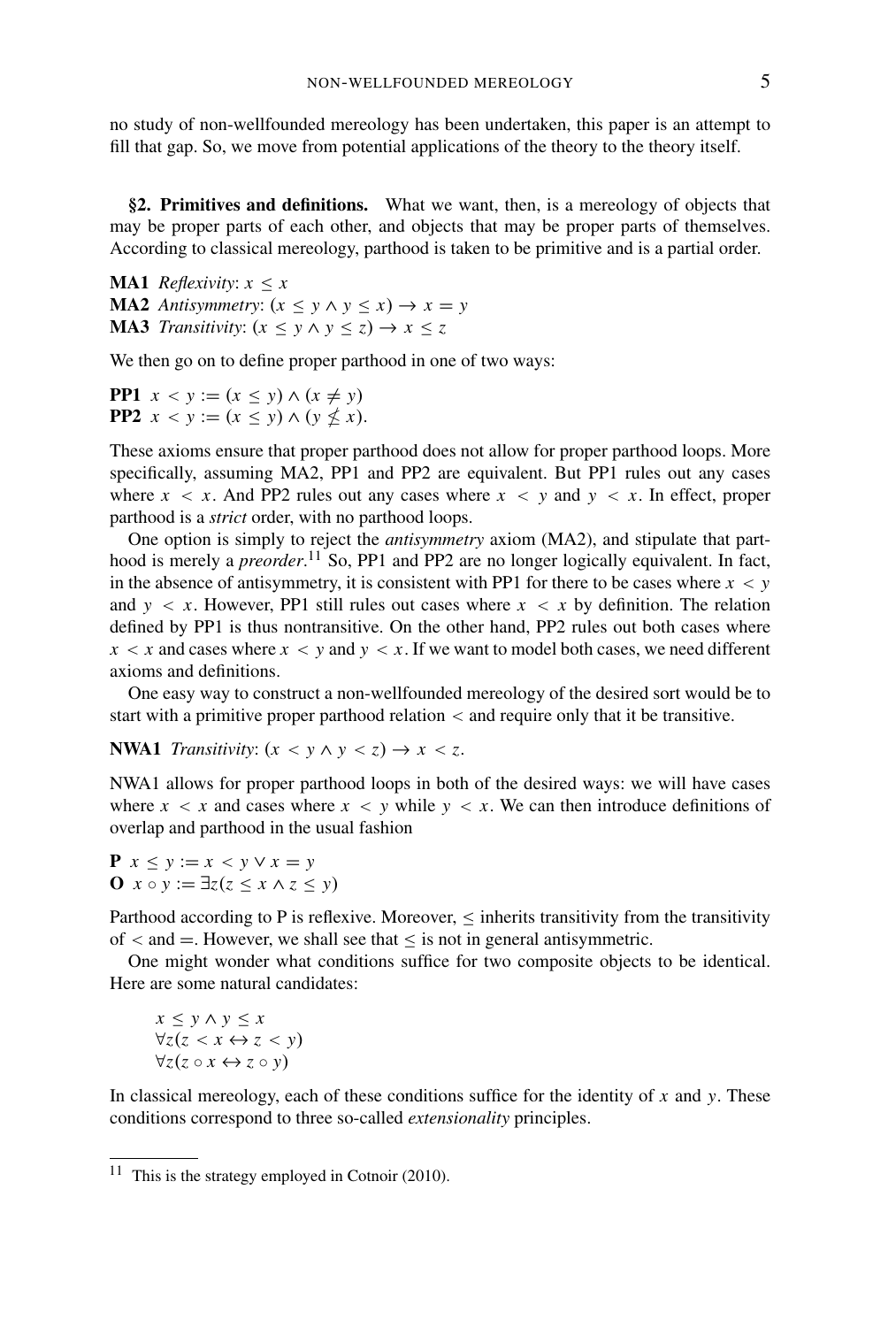no study of non-wellfounded mereology has been undertaken, this paper is an attempt to fill that gap. So, we move from potential applications of the theory to the theory itself.

## §2. Primitives and definitions.

What we want, then, is a mereology of objects that may be proper parts of each other, and objects that may be proper parts of themselves. According to classical mereology, parthood is taken to be primitive and is a partial order.

**MA1** *Reflexivity*: $x \leq x$
**MA2** *Antisymmetry*: $(x \leq y \wedge y \leq x) \rightarrow x = y$
**MA3** *Transitivity*: $(x \leq y \wedge y \leq z) \rightarrow x \leq z$

We then go on to define proper parthood in one of two ways:

**PP1** $x < y := (x \leq y) \wedge (x \neq y)$
**PP2** $x < y := (x \leq y) \wedge (y \nleq x)$.

These axioms ensure that proper parthood does not allow for proper parthood loops. More specifically, assuming MA2, PP1 and PP2 are equivalent. But PP1 rules out any cases where $x < x$. And PP2 rules out any cases where $x < y$ and $y < x$. In effect, proper parthood is a *strict* order, with no parthood loops.

One option is simply to reject the *antisymmetry* axiom (MA2), and stipulate that parthood is merely a *preorder*.[11] So, PP1 and PP2 are no longer logically equivalent. In fact, in the absence of antisymmetry, it is consistent with PP1 for there to be cases where $x < y$ and $y < x$. However, PP1 still rules out cases where $x < x$ by definition. The relation defined by PP1 is thus nontransitive. On the other hand, PP2 rules out both cases where $x < x$ and cases where $x < y$ and $y < x$. If we want to model both cases, we need different axioms and definitions.

One easy way to construct a non-wellfounded mereology of the desired sort would be to start with a primitive proper parthood relation $<$ and require only that it be transitive.

**NWA1** *Transitivity*: $(x < y \wedge y < z) \rightarrow x < z$.

NWA1 allows for proper parthood loops in both of the desired ways: we will have cases where $x < x$ and cases where $x < y$ while $y < x$. We can then introduce definitions of overlap and parthood in the usual fashion

**P** $x \leq y := x < y \vee x = y$
**O** $x \circ y := \exists z(z \leq x \wedge z \leq y)$

Parthood according to P is reflexive. Moreover, $\leq$ inherits transitivity from the transitivity of $<$ and $=$. However, we shall see that $\leq$ is not in general antisymmetric.

One might wonder what conditions suffice for two composite objects to be identical. Here are some natural candidates:

$$x \leq y \wedge y \leq x$$
$$\forall z(z < x \leftrightarrow z < y)$$
$$\forall z(z \circ x \leftrightarrow z \circ y)$$

In classical mereology, each of these conditions suffice for the identity of $x$ and $y$. These conditions correspond to three so-called *extensionality* principles.

---

[11] This is the strategy employed in Cotnoir (2010).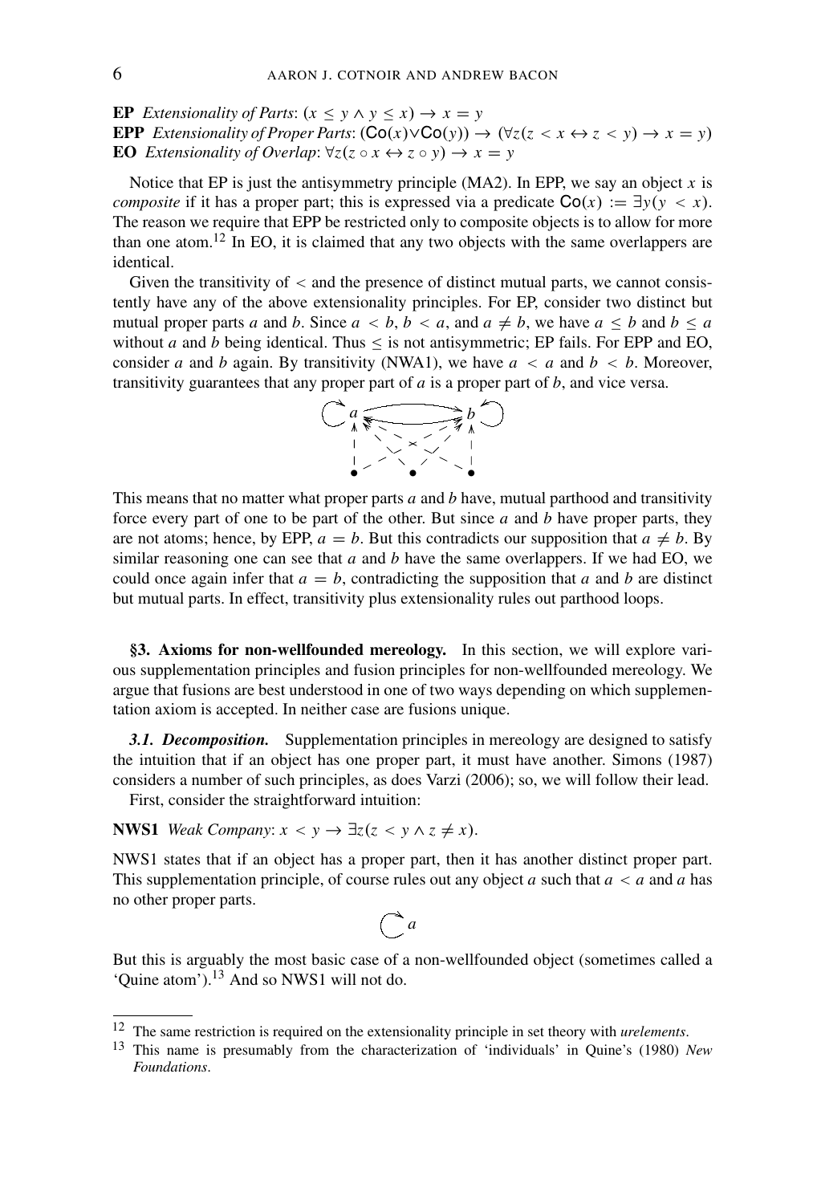**EP** *Extensionality of Parts*: $(x \leq y \wedge y \leq x) \rightarrow x = y$
**EPP** *Extensionality of Proper Parts*: $(\mathsf{Co}(x) \vee \mathsf{Co}(y)) \rightarrow (\forall z(z < x \leftrightarrow z < y) \rightarrow x = y)$
**EO** *Extensionality of Overlap*: $\forall z(z \circ x \leftrightarrow z \circ y) \rightarrow x = y$

Notice that EP is just the antisymmetry principle (MA2). In EPP, we say an object $x$ is *composite* if it has a proper part; this is expressed via a predicate $\mathsf{Co}(x) := \exists y(y < x)$. The reason we require that EPP be restricted only to composite objects is to allow for more than one atom.[12] In EO, it is claimed that any two objects with the same overlappers are identical.

Given the transitivity of $<$ and the presence of distinct mutual parts, we cannot consistently have any of the above extensionality principles. For EP, consider two distinct but mutual proper parts $a$ and $b$. Since $a < b$, $b < a$, and $a \neq b$, we have $a \leq b$ and $b \leq a$ without $a$ and $b$ being identical. Thus $\leq$ is not antisymmetric; EP fails. For EPP and EO, consider $a$ and $b$ again. By transitivity (NWA1), we have $a < a$ and $b < b$. Moreover, transitivity guarantees that any proper part of $a$ is a proper part of $b$, and vice versa.

This means that no matter what proper parts $a$ and $b$ have, mutual parthood and transitivity force every part of one to be part of the other. But since $a$ and $b$ have proper parts, they are not atoms; hence, by EPP, $a = b$. But this contradicts our supposition that $a \neq b$. By similar reasoning one can see that $a$ and $b$ have the same overlappers. If we had EO, we could once again infer that $a = b$, contradicting the supposition that $a$ and $b$ are distinct but mutual parts. In effect, transitivity plus extensionality rules out parthood loops.

## §3. Axioms for non-wellfounded mereology.

In this section, we will explore various supplementation principles and fusion principles for non-wellfounded mereology. We argue that fusions are best understood in one of two ways depending on which supplementation axiom is accepted. In neither case are fusions unique.

### *3.1. Decomposition.*

Supplementation principles in mereology are designed to satisfy the intuition that if an object has one proper part, it must have another. Simons (1987) considers a number of such principles, as does Varzi (2006); so, we will follow their lead.

First, consider the straightforward intuition:

**NWS1** *Weak Company*: $x < y \rightarrow \exists z(z < y \wedge z \neq x)$.

NWS1 states that if an object has a proper part, then it has another distinct proper part. This supplementation principle, of course rules out any object $a$ such that $a < a$ and $a$ has no other proper parts.

But this is arguably the most basic case of a non-wellfounded object (sometimes called a 'Quine atom').[13] And so NWS1 will not do.

---

[12] The same restriction is required on the extensionality principle in set theory with *urelements*.

[13] This name is presumably from the characterization of 'individuals' in Quine's (1980) *New Foundations*.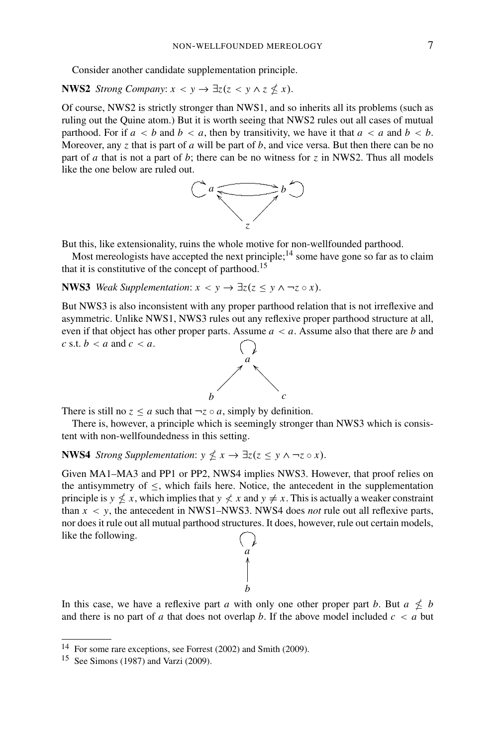Consider another candidate supplementation principle.

**NWS2** *Strong Company*: $x < y \rightarrow \exists z(z < y \wedge z \nleq x)$.

Of course, NWS2 is strictly stronger than NWS1, and so inherits all its problems (such as ruling out the Quine atom.) But it is worth seeing that NWS2 rules out all cases of mutual parthood. For if $a < b$ and $b < a$, then by transitivity, we have it that $a < a$ and $b < b$. Moreover, any $z$ that is part of $a$ will be part of $b$, and vice versa. But then there can be no part of $a$ that is not a part of $b$; there can be no witness for $z$ in NWS2. Thus all models like the one below are ruled out.

But this, like extensionality, ruins the whole motive for non-wellfounded parthood.

Most mereologists have accepted the next principle;[14] some have gone so far as to claim that it is constitutive of the concept of parthood.[15]

**NWS3** *Weak Supplementation*: $x < y \rightarrow \exists z(z \leq y \wedge \neg z \circ x)$.

But NWS3 is also inconsistent with any proper parthood relation that is not irreflexive and asymmetric. Unlike NWS1, NWS3 rules out any reflexive proper parthood structure at all, even if that object has other proper parts. Assume $a < a$. Assume also that there are $b$ and $c$ s.t. $b < a$ and $c < a$.

There is still no $z \leq a$ such that $\neg z \circ a$, simply by definition.

There is, however, a principle which is seemingly stronger than NWS3 which is consistent with non-wellfoundedness in this setting.

**NWS4** *Strong Supplementation*: $y \nleq x \rightarrow \exists z(z \leq y \wedge \neg z \circ x)$.

Given MA1–MA3 and PP1 or PP2, NWS4 implies NWS3. However, that proof relies on the antisymmetry of $\leq$, which fails here. Notice, the antecedent in the supplementation principle is $y \nleq x$, which implies that $y \nless x$ and $y \neq x$. This is actually a weaker constraint than $x < y$, the antecedent in NWS1–NWS3. NWS4 does *not* rule out all reflexive parts, nor does it rule out all mutual parthood structures. It does, however, rule out certain models, like the following.

In this case, we have a reflexive part $a$ with only one other proper part $b$. But $a \nleq b$ and there is no part of $a$ that does not overlap $b$. If the above model included $c < a$ but

---

[14] For some rare exceptions, see Forrest (2002) and Smith (2009).

[15] See Simons (1987) and Varzi (2009).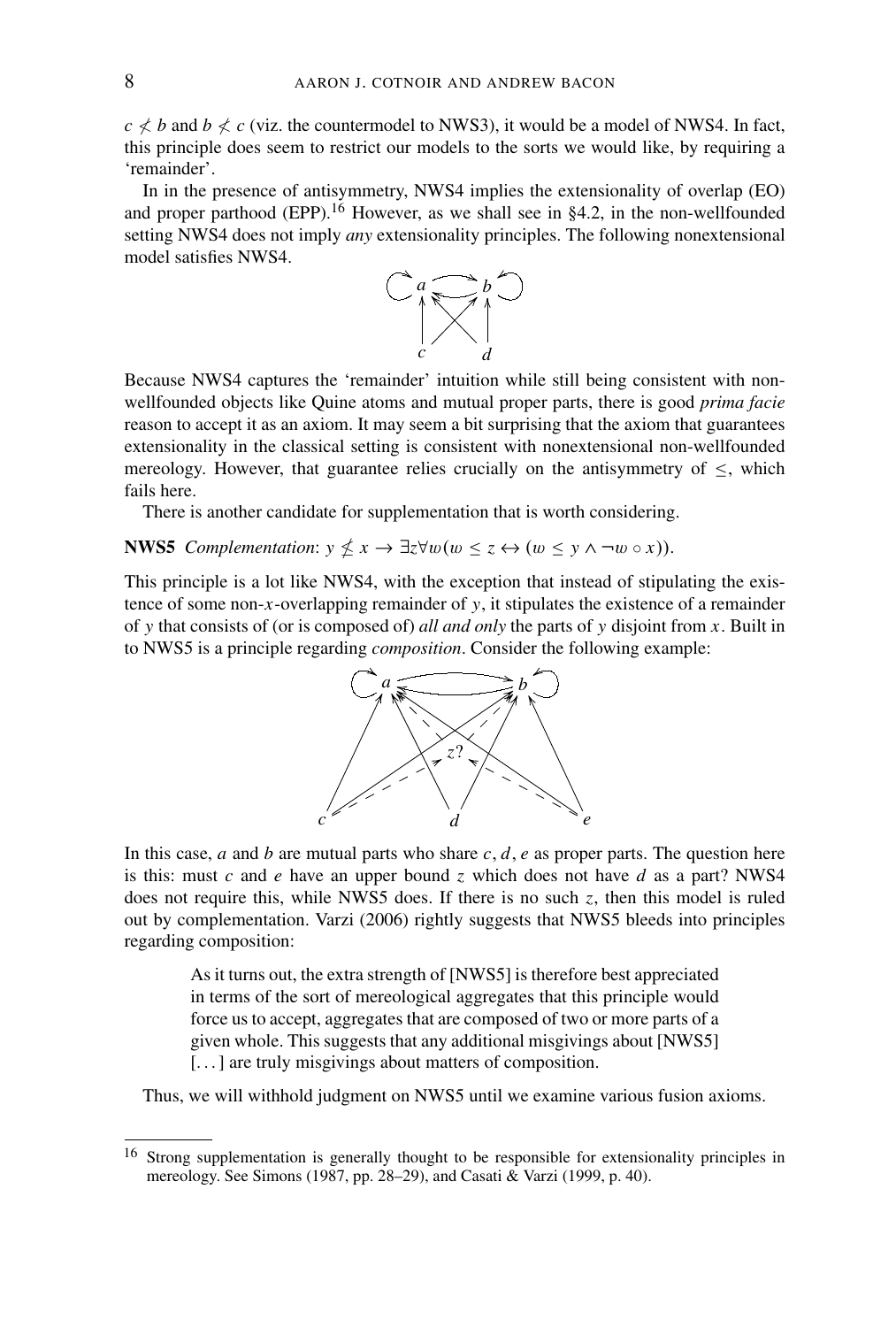$c \not< b$ and $b \not< c$ (viz. the countermodel to NWS3), it would be a model of NWS4. In fact, this principle does seem to restrict our models to the sorts we would like, by requiring a 'remainder'.

In in the presence of antisymmetry, NWS4 implies the extensionality of overlap (EO) and proper parthood (EPP).[16] However, as we shall see in §4.2, in the non-wellfounded setting NWS4 does not imply *any* extensionality principles. The following nonextensional model satisfies NWS4.

Because NWS4 captures the 'remainder' intuition while still being consistent with non-wellfounded objects like Quine atoms and mutual proper parts, there is good *prima facie* reason to accept it as an axiom. It may seem a bit surprising that the axiom that guarantees extensionality in the classical setting is consistent with nonextensional non-wellfounded mereology. However, that guarantee relies crucially on the antisymmetry of $\leq$, which fails here.

There is another candidate for supplementation that is worth considering.

**NWS5** *Complementation*: $y \not\leq x \rightarrow \exists z \forall w (w \leq z \leftrightarrow (w \leq y \wedge \neg w \circ x))$.

This principle is a lot like NWS4, with the exception that instead of stipulating the existence of some non-$x$-overlapping remainder of $y$, it stipulates the existence of a remainder of $y$ that consists of (or is composed of) *all and only* the parts of $y$ disjoint from $x$. Built in to NWS5 is a principle regarding *composition*. Consider the following example:

In this case, $a$ and $b$ are mutual parts who share $c, d, e$ as proper parts. The question here is this: must $c$ and $e$ have an upper bound $z$ which does not have $d$ as a part? NWS4 does not require this, while NWS5 does. If there is no such $z$, then this model is ruled out by complementation. Varzi (2006) rightly suggests that NWS5 bleeds into principles regarding composition:

> As it turns out, the extra strength of [NWS5] is therefore best appreciated in terms of the sort of mereological aggregates that this principle would force us to accept, aggregates that are composed of two or more parts of a given whole. This suggests that any additional misgivings about [NWS5] [...] are truly misgivings about matters of composition.

Thus, we will withhold judgment on NWS5 until we examine various fusion axioms.

---

[16] Strong supplementation is generally thought to be responsible for extensionality principles in mereology. See Simons (1987, pp. 28–29), and Casati & Varzi (1999, p. 40).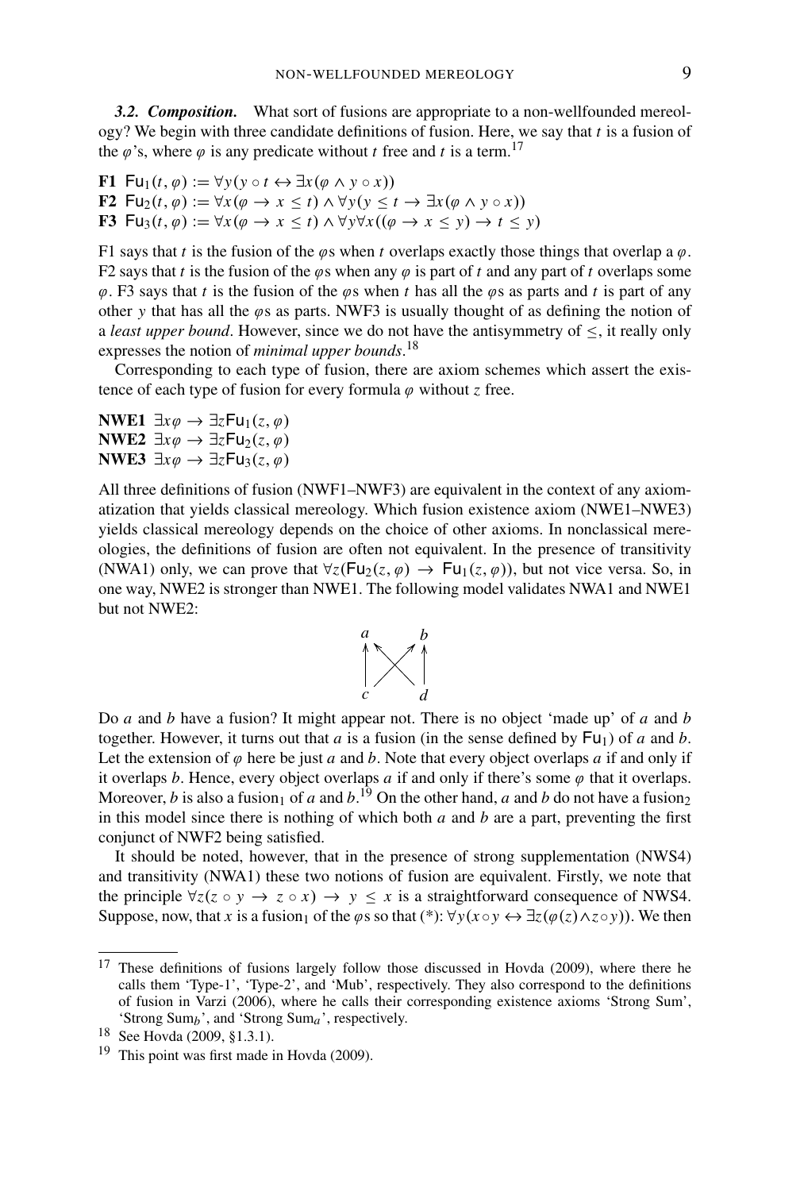***3.2. Composition.*** What sort of fusions are appropriate to a non-wellfounded mereology? We begin with three candidate definitions of fusion. Here, we say that $t$ is a fusion of the $\varphi$'s, where $\varphi$ is any predicate without $t$ free and $t$ is a term.[17]

**F1** $\mathsf{Fu}_1(t, \varphi) := \forall y(y \circ t \leftrightarrow \exists x(\varphi \wedge y \circ x))$
**F2** $\mathsf{Fu}_2(t, \varphi) := \forall x(\varphi \rightarrow x \leq t) \wedge \forall y(y \leq t \rightarrow \exists x(\varphi \wedge y \circ x))$
**F3** $\mathsf{Fu}_3(t, \varphi) := \forall x(\varphi \rightarrow x \leq t) \wedge \forall y \forall x((\varphi \rightarrow x \leq y) \rightarrow t \leq y)$

F1 says that $t$ is the fusion of the $\varphi$s when $t$ overlaps exactly those things that overlap a $\varphi$. F2 says that $t$ is the fusion of the $\varphi$s when any $\varphi$ is part of $t$ and any part of $t$ overlaps some $\varphi$. F3 says that $t$ is the fusion of the $\varphi$s when $t$ has all the $\varphi$s as parts and $t$ is part of any other $y$ that has all the $\varphi$s as parts. NWF3 is usually thought of as defining the notion of a *least upper bound*. However, since we do not have the antisymmetry of $\leq$, it really only expresses the notion of *minimal upper bounds*.[18]

Corresponding to each type of fusion, there are axiom schemes which assert the existence of each type of fusion for every formula $\varphi$ without $z$ free.

**NWE1** $\exists x \varphi \rightarrow \exists z \mathsf{Fu}_1(z, \varphi)$
**NWE2** $\exists x \varphi \rightarrow \exists z \mathsf{Fu}_2(z, \varphi)$
**NWE3** $\exists x \varphi \rightarrow \exists z \mathsf{Fu}_3(z, \varphi)$

All three definitions of fusion (NWF1–NWF3) are equivalent in the context of any axiomatization that yields classical mereology. Which fusion existence axiom (NWE1–NWE3) yields classical mereology depends on the choice of other axioms. In nonclassical mereologies, the definitions of fusion are often not equivalent. In the presence of transitivity (NWA1) only, we can prove that $\forall z(\mathsf{Fu}_2(z, \varphi) \rightarrow \mathsf{Fu}_1(z, \varphi))$, but not vice versa. So, in one way, NWE2 is stronger than NWE1. The following model validates NWA1 and NWE1 but not NWE2:

$$
\begin{array}{ccc}
a & & b \\
\uparrow & \nwarrow \!\!\!\! \nearrow & \uparrow \\
c & & d
\end{array}
$$

Do $a$ and $b$ have a fusion? It might appear not. There is no object 'made up' of $a$ and $b$ together. However, it turns out that $a$ is a fusion (in the sense defined by $\mathsf{Fu}_1$) of $a$ and $b$. Let the extension of $\varphi$ here be just $a$ and $b$. Note that every object overlaps $a$ if and only if it overlaps $b$. Hence, every object overlaps $a$ if and only if there's some $\varphi$ that it overlaps. Moreover, $b$ is also a fusion$_1$ of $a$ and $b$.[19] On the other hand, $a$ and $b$ do not have a fusion$_2$ in this model since there is nothing of which both $a$ and $b$ are a part, preventing the first conjunct of NWF2 being satisfied.

It should be noted, however, that in the presence of strong supplementation (NWS4) and transitivity (NWA1) these two notions of fusion are equivalent. Firstly, we note that the principle $\forall z(z \circ y \rightarrow z \circ x) \rightarrow y \leq x$ is a straightforward consequence of NWS4. Suppose, now, that $x$ is a fusion$_1$ of the $\varphi$s so that (*): $\forall y(x \circ y \leftrightarrow \exists z(\varphi(z) \wedge z \circ y))$. We then

---

[17] These definitions of fusions largely follow those discussed in Hovda (2009), where there he calls them 'Type-1', 'Type-2', and 'Mub', respectively. They also correspond to the definitions of fusion in Varzi (2006), where he calls their corresponding existence axioms 'Strong Sum', 'Strong Sum$_b$', and 'Strong Sum$_a$', respectively.

[18] See Hovda (2009, §1.3.1).

[19] This point was first made in Hovda (2009).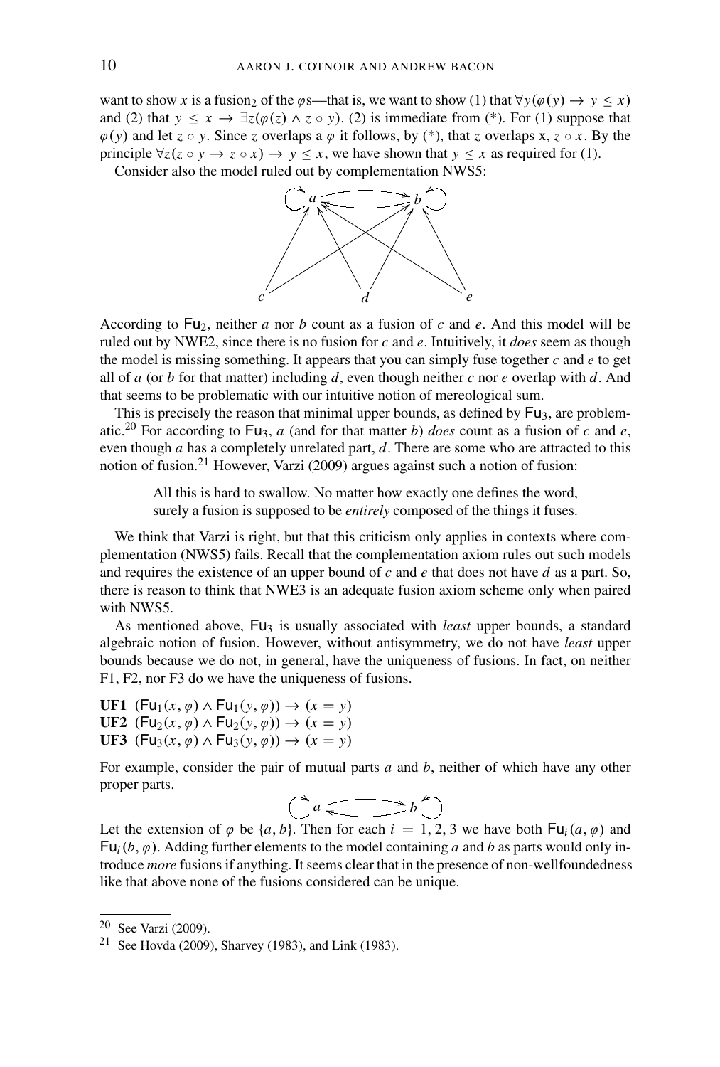want to show $x$ is a fusion$_2$ of the $\varphi$s—that is, we want to show (1) that $\forall y(\varphi(y) \to y \leq x)$ and (2) that $y \leq x \to \exists z(\varphi(z) \wedge z \circ y)$. (2) is immediate from (*). For (1) suppose that $\varphi(y)$ and let $z \circ y$. Since $z$ overlaps a $\varphi$ it follows, by (*), that $z$ overlaps x, $z \circ x$. By the principle $\forall z(z \circ y \to z \circ x) \to y \leq x$, we have shown that $y \leq x$ as required for (1).

Consider also the model ruled out by complementation NWS5:

According to $\mathsf{Fu}_2$, neither $a$ nor $b$ count as a fusion of $c$ and $e$. And this model will be ruled out by NWE2, since there is no fusion for $c$ and $e$. Intuitively, it *does* seem as though the model is missing something. It appears that you can simply fuse together $c$ and $e$ to get all of $a$ (or $b$ for that matter) including $d$, even though neither $c$ nor $e$ overlap with $d$. And that seems to be problematic with our intuitive notion of mereological sum.

This is precisely the reason that minimal upper bounds, as defined by $\mathsf{Fu}_3$, are problematic.[20] For according to $\mathsf{Fu}_3$, $a$ (and for that matter $b$) *does* count as a fusion of $c$ and $e$, even though $a$ has a completely unrelated part, $d$. There are some who are attracted to this notion of fusion.[21] However, Varzi (2009) argues against such a notion of fusion:

> All this is hard to swallow. No matter how exactly one defines the word, surely a fusion is supposed to be *entirely* composed of the things it fuses.

We think that Varzi is right, but that this criticism only applies in contexts where complementation (NWS5) fails. Recall that the complementation axiom rules out such models and requires the existence of an upper bound of $c$ and $e$ that does not have $d$ as a part. So, there is reason to think that NWE3 is an adequate fusion axiom scheme only when paired with NWS5.

As mentioned above, $\mathsf{Fu}_3$ is usually associated with *least* upper bounds, a standard algebraic notion of fusion. However, without antisymmetry, we do not have *least* upper bounds because we do not, in general, have the uniqueness of fusions. In fact, on neither F1, F2, nor F3 do we have the uniqueness of fusions.

**UF1** $(\mathsf{Fu}_1(x, \varphi) \wedge \mathsf{Fu}_1(y, \varphi)) \to (x = y)$
**UF2** $(\mathsf{Fu}_2(x, \varphi) \wedge \mathsf{Fu}_2(y, \varphi)) \to (x = y)$
**UF3** $(\mathsf{Fu}_3(x, \varphi) \wedge \mathsf{Fu}_3(y, \varphi)) \to (x = y)$

For example, consider the pair of mutual parts $a$ and $b$, neither of which have any other proper parts.

Let the extension of $\varphi$ be $\{a, b\}$. Then for each $i = 1, 2, 3$ we have both $\mathsf{Fu}_i(a, \varphi)$ and $\mathsf{Fu}_i(b, \varphi)$. Adding further elements to the model containing $a$ and $b$ as parts would only introduce *more* fusions if anything. It seems clear that in the presence of non-wellfoundedness like that above none of the fusions considered can be unique.

[20] See Varzi (2009).

[21] See Hovda (2009), Sharvey (1983), and Link (1983).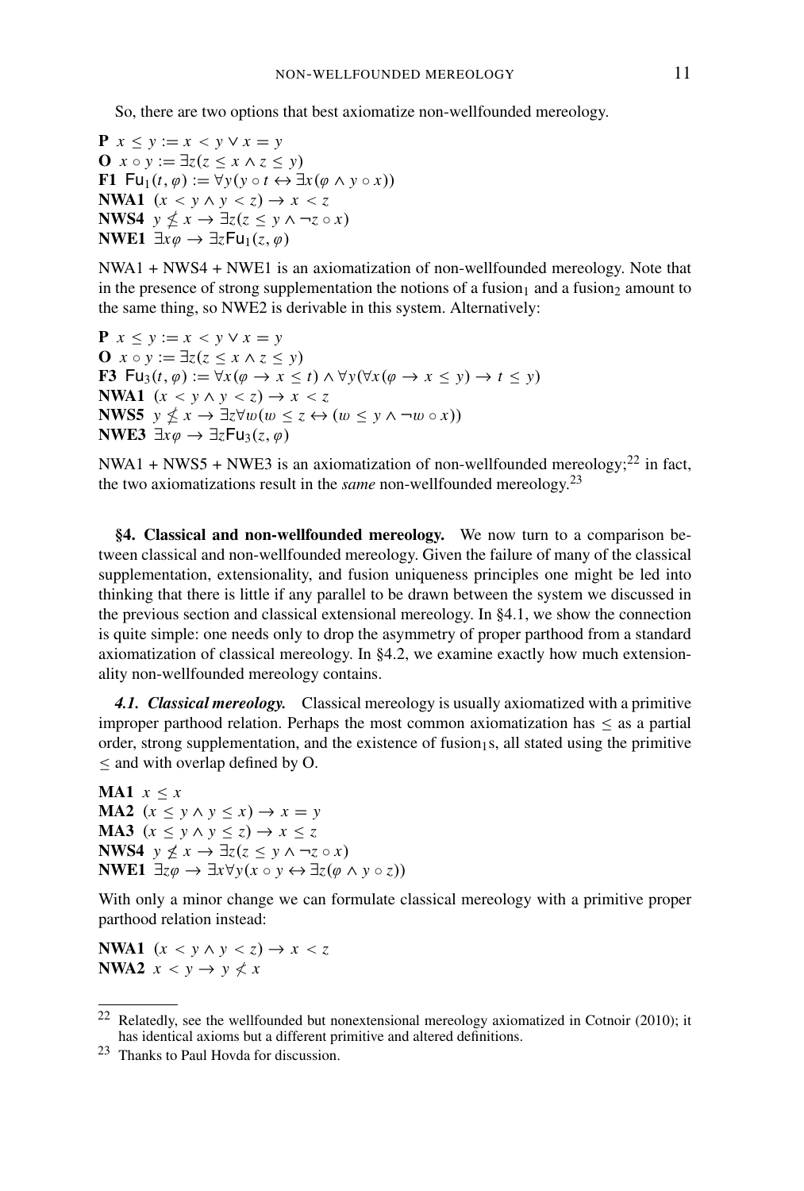So, there are two options that best axiomatize non-wellfounded mereology.

**P** $x \leq y := x < y \vee x = y$
**O** $x \circ y := \exists z(z \leq x \wedge z \leq y)$
**F1** $\mathsf{Fu}_1(t, \varphi) := \forall y(y \circ t \leftrightarrow \exists x(\varphi \wedge y \circ x))$
**NWA1** $(x < y \wedge y < z) \rightarrow x < z$
**NWS4** $y \not\leq x \rightarrow \exists z(z \leq y \wedge \neg z \circ x)$
**NWE1** $\exists x\varphi \rightarrow \exists z \mathsf{Fu}_1(z, \varphi)$

NWA1 + NWS4 + NWE1 is an axiomatization of non-wellfounded mereology. Note that in the presence of strong supplementation the notions of a $\text{fusion}_1$ and a $\text{fusion}_2$ amount to the same thing, so NWE2 is derivable in this system. Alternatively:

**P** $x \leq y := x < y \vee x = y$
**O** $x \circ y := \exists z(z \leq x \wedge z \leq y)$
**F3** $\mathsf{Fu}_3(t, \varphi) := \forall x(\varphi \rightarrow x \leq t) \wedge \forall y(\forall x(\varphi \rightarrow x \leq y) \rightarrow t \leq y)$
**NWA1** $(x < y \wedge y < z) \rightarrow x < z$
**NWS5** $y \not\leq x \rightarrow \exists z \forall w(w \leq z \leftrightarrow (w \leq y \wedge \neg w \circ x))$
**NWE3** $\exists x\varphi \rightarrow \exists z \mathsf{Fu}_3(z, \varphi)$

NWA1 + NWS5 + NWE3 is an axiomatization of non-wellfounded mereology;[22] in fact, the two axiomatizations result in the *same* non-wellfounded mereology.[23]

## §4. Classical and non-wellfounded mereology.

We now turn to a comparison between classical and non-wellfounded mereology. Given the failure of many of the classical supplementation, extensionality, and fusion uniqueness principles one might be led into thinking that there is little if any parallel to be drawn between the system we discussed in the previous section and classical extensional mereology. In §4.1, we show the connection is quite simple: one needs only to drop the asymmetry of proper parthood from a standard axiomatization of classical mereology. In §4.2, we examine exactly how much extensionality non-wellfounded mereology contains.

### *4.1. Classical mereology.*

Classical mereology is usually axiomatized with a primitive improper parthood relation. Perhaps the most common axiomatization has $\leq$ as a partial order, strong supplementation, and the existence of $\text{fusion}_1$s, all stated using the primitive $\leq$ and with overlap defined by O.

**MA1** $x \leq x$
**MA2** $(x \leq y \wedge y \leq x) \rightarrow x = y$
**MA3** $(x \leq y \wedge y \leq z) \rightarrow x \leq z$
**NWS4** $y \not\leq x \rightarrow \exists z(z \leq y \wedge \neg z \circ x)$
**NWE1** $\exists z\varphi \rightarrow \exists x \forall y(x \circ y \leftrightarrow \exists z(\varphi \wedge y \circ z))$

With only a minor change we can formulate classical mereology with a primitive proper parthood relation instead:

**NWA1** $(x < y \wedge y < z) \rightarrow x < z$
**NWA2** $x < y \rightarrow y \not< x$

---

[22] Relatedly, see the wellfounded but nonextensional mereology axiomatized in Cotnoir (2010); it has identical axioms but a different primitive and altered definitions.

[23] Thanks to Paul Hovda for discussion.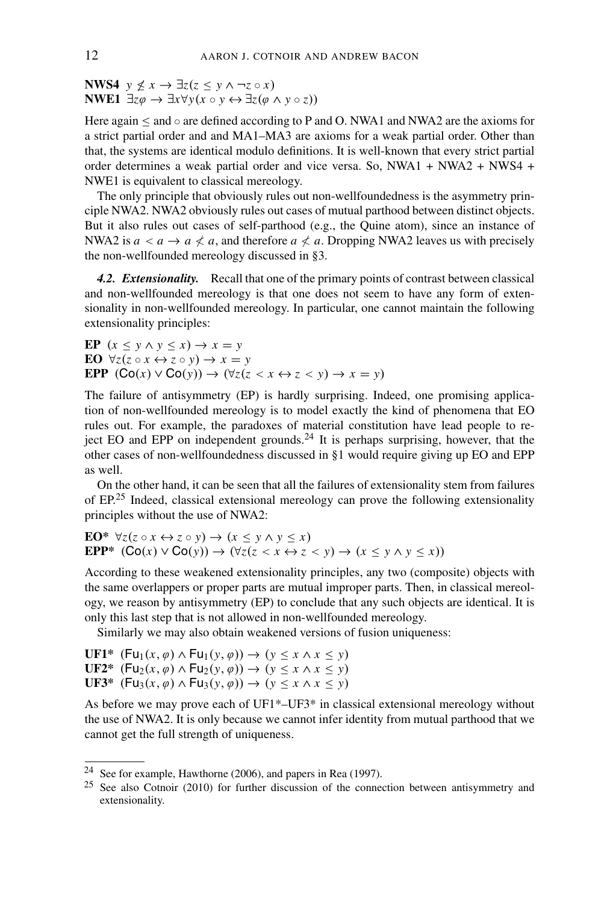**NWS4** $y \nleq x \rightarrow \exists z(z \leq y \wedge \neg z \circ x)$
**NWE1** $\exists z\varphi \rightarrow \exists x \forall y(x \circ y \leftrightarrow \exists z(\varphi \wedge y \circ z))$

Here again $\leq$ and $\circ$ are defined according to P and O. NWA1 and NWA2 are the axioms for a strict partial order and and MA1–MA3 are axioms for a weak partial order. Other than that, the systems are identical modulo definitions. It is well-known that every strict partial order determines a weak partial order and vice versa. So, NWA1 + NWA2 + NWS4 + NWE1 is equivalent to classical mereology.

The only principle that obviously rules out non-wellfoundedness is the asymmetry principle NWA2. NWA2 obviously rules out cases of mutual parthood between distinct objects. But it also rules out cases of self-parthood (e.g., the Quine atom), since an instance of NWA2 is $a < a \rightarrow a \nless a$, and therefore $a \nless a$. Dropping NWA2 leaves us with precisely the non-wellfounded mereology discussed in §3.

***4.2. Extensionality.*** Recall that one of the primary points of contrast between classical and non-wellfounded mereology is that one does not seem to have any form of extensionality in non-wellfounded mereology. In particular, one cannot maintain the following extensionality principles:

**EP** $(x \leq y \wedge y \leq x) \rightarrow x = y$
**EO** $\forall z(z \circ x \leftrightarrow z \circ y) \rightarrow x = y$
**EPP** $(\mathsf{Co}(x) \vee \mathsf{Co}(y)) \rightarrow (\forall z(z < x \leftrightarrow z < y) \rightarrow x = y)$

The failure of antisymmetry (EP) is hardly surprising. Indeed, one promising application of non-wellfounded mereology is to model exactly the kind of phenomena that EO rules out. For example, the paradoxes of material constitution have lead people to reject EO and EPP on independent grounds.[24] It is perhaps surprising, however, that the other cases of non-wellfoundedness discussed in §1 would require giving up EO and EPP as well.

On the other hand, it can be seen that all the failures of extensionality stem from failures of EP.[25] Indeed, classical extensional mereology can prove the following extensionality principles without the use of NWA2:

**EO\*** $\forall z(z \circ x \leftrightarrow z \circ y) \rightarrow (x \leq y \wedge y \leq x)$
**EPP\*** $(\mathsf{Co}(x) \vee \mathsf{Co}(y)) \rightarrow (\forall z(z < x \leftrightarrow z < y) \rightarrow (x \leq y \wedge y \leq x))$

According to these weakened extensionality principles, any two (composite) objects with the same overlappers or proper parts are mutual improper parts. Then, in classical mereology, we reason by antisymmetry (EP) to conclude that any such objects are identical. It is only this last step that is not allowed in non-wellfounded mereology.

Similarly we may also obtain weakened versions of fusion uniqueness:

**UF1\*** $(\mathsf{Fu}_1(x, \varphi) \wedge \mathsf{Fu}_1(y, \varphi)) \rightarrow (y \leq x \wedge x \leq y)$
**UF2\*** $(\mathsf{Fu}_2(x, \varphi) \wedge \mathsf{Fu}_2(y, \varphi)) \rightarrow (y \leq x \wedge x \leq y)$
**UF3\*** $(\mathsf{Fu}_3(x, \varphi) \wedge \mathsf{Fu}_3(y, \varphi)) \rightarrow (y \leq x \wedge x \leq y)$

As before we may prove each of UF1\*–UF3\* in classical extensional mereology without the use of NWA2. It is only because we cannot infer identity from mutual parthood that we cannot get the full strength of uniqueness.

---

[24] See for example, Hawthorne (2006), and papers in Rea (1997).

[25] See also Cotnoir (2010) for further discussion of the connection between antisymmetry and extensionality.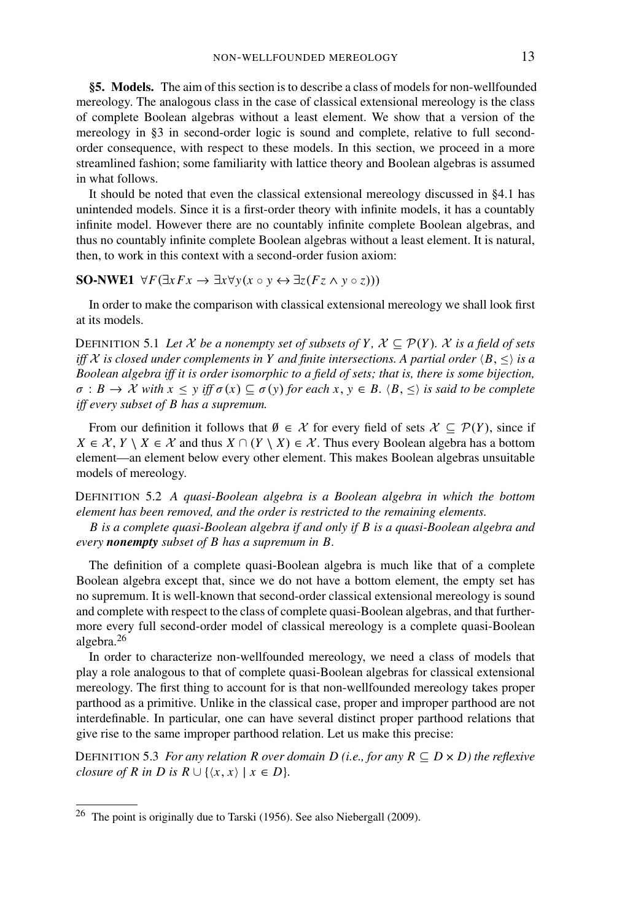**§5. Models.** The aim of this section is to describe a class of models for non-wellfounded mereology. The analogous class in the case of classical extensional mereology is the class of complete Boolean algebras without a least element. We show that a version of the mereology in §3 in second-order logic is sound and complete, relative to full second-order consequence, with respect to these models. In this section, we proceed in a more streamlined fashion; some familiarity with lattice theory and Boolean algebras is assumed in what follows.

It should be noted that even the classical extensional mereology discussed in §4.1 has unintended models. Since it is a first-order theory with infinite models, it has a countably infinite model. However there are no countably infinite complete Boolean algebras, and thus no countably infinite complete Boolean algebras without a least element. It is natural, then, to work in this context with a second-order fusion axiom:

**SO-NWE1** $\forall F(\exists x Fx \rightarrow \exists x \forall y(x \circ y \leftrightarrow \exists z(Fz \wedge y \circ z)))$

In order to make the comparison with classical extensional mereology we shall look first at its models.

DEFINITION 5.1 *Let $\mathcal{X}$ be a nonempty set of subsets of $Y$, $\mathcal{X} \subseteq \mathcal{P}(Y)$. $\mathcal{X}$ is a field of sets iff $\mathcal{X}$ is closed under complements in $Y$ and finite intersections. A partial order $\langle B, \leq \rangle$ is a Boolean algebra iff it is order isomorphic to a field of sets; that is, there is some bijection, $\sigma : B \rightarrow \mathcal{X}$ with $x \leq y$ iff $\sigma(x) \subseteq \sigma(y)$ for each $x, y \in B$. $\langle B, \leq \rangle$ is said to be complete iff every subset of $B$ has a supremum.*

From our definition it follows that $\emptyset \in \mathcal{X}$ for every field of sets $\mathcal{X} \subseteq \mathcal{P}(Y)$, since if $X \in \mathcal{X}$, $Y \setminus X \in \mathcal{X}$ and thus $X \cap (Y \setminus X) \in \mathcal{X}$. Thus every Boolean algebra has a bottom element—an element below every other element. This makes Boolean algebras unsuitable models of mereology.

DEFINITION 5.2 *A quasi-Boolean algebra is a Boolean algebra in which the bottom element has been removed, and the order is restricted to the remaining elements.*

*$B$ is a complete quasi-Boolean algebra if and only if $B$ is a quasi-Boolean algebra and every **nonempty** subset of $B$ has a supremum in $B$.*

The definition of a complete quasi-Boolean algebra is much like that of a complete Boolean algebra except that, since we do not have a bottom element, the empty set has no supremum. It is well-known that second-order classical extensional mereology is sound and complete with respect to the class of complete quasi-Boolean algebras, and that furthermore every full second-order model of classical mereology is a complete quasi-Boolean algebra.[26]

In order to characterize non-wellfounded mereology, we need a class of models that play a role analogous to that of complete quasi-Boolean algebras for classical extensional mereology. The first thing to account for is that non-wellfounded mereology takes proper parthood as a primitive. Unlike in the classical case, proper and improper parthood are not interdefinable. In particular, one can have several distinct proper parthood relations that give rise to the same improper parthood relation. Let us make this precise:

DEFINITION 5.3 *For any relation $R$ over domain $D$ (i.e., for any $R \subseteq D \times D$) the reflexive closure of $R$ in $D$ is $R \cup \{\langle x, x \rangle \mid x \in D\}$.*

---

[26] The point is originally due to Tarski (1956). See also Niebergall (2009).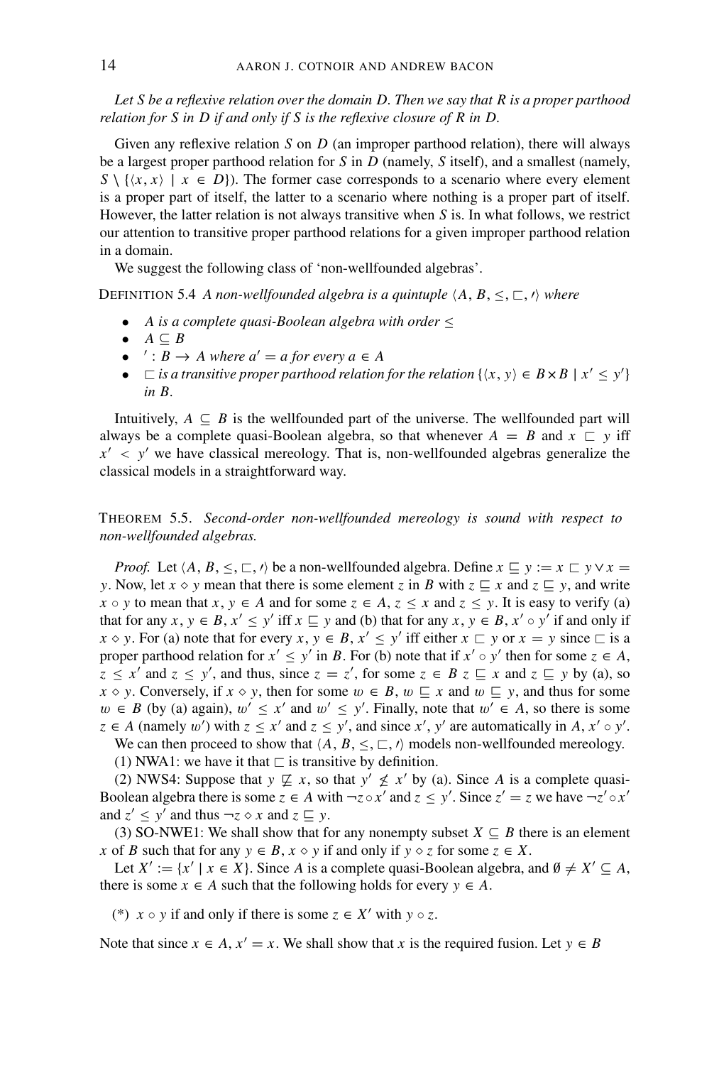*Let $S$ be a reflexive relation over the domain $D$. Then we say that $R$ is a proper parthood relation for $S$ in $D$ if and only if $S$ is the reflexive closure of $R$ in $D$.*

Given any reflexive relation $S$ on $D$ (an improper parthood relation), there will always be a largest proper parthood relation for $S$ in $D$ (namely, $S$ itself), and a smallest (namely, $S \setminus \{\langle x, x\rangle \mid x \in D\}$). The former case corresponds to a scenario where every element is a proper part of itself, the latter to a scenario where nothing is a proper part of itself. However, the latter relation is not always transitive when $S$ is. In what follows, we restrict our attention to transitive proper parthood relations for a given improper parthood relation in a domain.

We suggest the following class of 'non-wellfounded algebras'.

DEFINITION 5.4 *A non-wellfounded algebra is a quintuple $\langle A, B, \leq, \sqsubset, \prime\rangle$ where*

- *$A$ is a complete quasi-Boolean algebra with order $\leq$*
- *$A \subseteq B$*
- *$' : B \to A$ where $a' = a$ for every $a \in A$*
- *$\sqsubset$ is a transitive proper parthood relation for the relation $\{\langle x, y\rangle \in B \times B \mid x' \leq y'\}$ in $B$.*

Intuitively, $A \subseteq B$ is the wellfounded part of the universe. The wellfounded part will always be a complete quasi-Boolean algebra, so that whenever $A = B$ and $x \sqsubset y$ iff $x' < y'$ we have classical mereology. That is, non-wellfounded algebras generalize the classical models in a straightforward way.

THEOREM 5.5. *Second-order non-wellfounded mereology is sound with respect to non-wellfounded algebras.*

*Proof.* Let $\langle A, B, \leq, \sqsubset, \prime\rangle$ be a non-wellfounded algebra. Define $x \sqsubseteq y := x \sqsubset y \vee x = y$. Now, let $x \diamond y$ mean that there is some element $z$ in $B$ with $z \sqsubseteq x$ and $z \sqsubseteq y$, and write $x \circ y$ to mean that $x, y \in A$ and for some $z \in A$, $z \leq x$ and $z \leq y$. It is easy to verify (a) that for any $x, y \in B$, $x' \leq y'$ iff $x \sqsubseteq y$ and (b) that for any $x, y \in B$, $x' \circ y'$ if and only if $x \diamond y$. For (a) note that for every $x, y \in B$, $x' \leq y'$ iff either $x \sqsubset y$ or $x = y$ since $\sqsubset$ is a proper parthood relation for $x' \leq y'$ in $B$. For (b) note that if $x' \circ y'$ then for some $z \in A$, $z \leq x'$ and $z \leq y'$, and thus, since $z = z'$, for some $z \in B$ $z \sqsubseteq x$ and $z \sqsubseteq y$ by (a), so $x \diamond y$. Conversely, if $x \diamond y$, then for some $w \in B$, $w \sqsubseteq x$ and $w \sqsubseteq y$, and thus for some $w \in B$ (by (a) again), $w' \leq x'$ and $w' \leq y'$. Finally, note that $w' \in A$, so there is some $z \in A$ (namely $w'$) with $z \leq x'$ and $z \leq y'$, and since $x'$, $y'$ are automatically in $A$, $x' \circ y'$.

We can then proceed to show that $\langle A, B, \leq, \sqsubset, \prime\rangle$ models non-wellfounded mereology.

(1) NWA1: we have it that $\sqsubset$ is transitive by definition.

(2) NWS4: Suppose that $y \not\sqsubseteq x$, so that $y' \not\leq x'$ by (a). Since $A$ is a complete quasi-Boolean algebra there is some $z \in A$ with $\neg z \circ x'$ and $z \leq y'$. Since $z' = z$ we have $\neg z' \circ x'$ and $z' \leq y'$ and thus $\neg z \diamond x$ and $z \sqsubseteq y$.

(3) SO-NWE1: We shall show that for any nonempty subset $X \subseteq B$ there is an element $x$ of $B$ such that for any $y \in B$, $x \diamond y$ if and only if $y \diamond z$ for some $z \in X$.

Let $X' := \{x' \mid x \in X\}$. Since $A$ is a complete quasi-Boolean algebra, and $\emptyset \neq X' \subseteq A$, there is some $x \in A$ such that the following holds for every $y \in A$.

(\*) $x \circ y$ if and only if there is some $z \in X'$ with $y \circ z$.

Note that since $x \in A$, $x' = x$. We shall show that $x$ is the required fusion. Let $y \in B$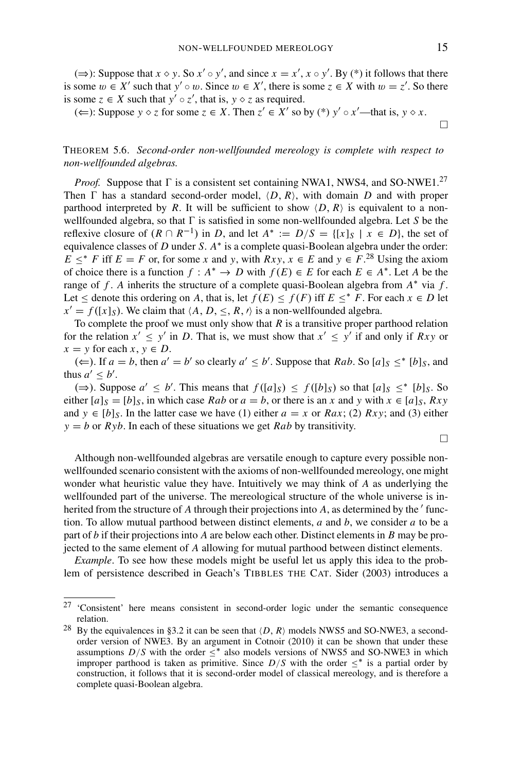($\Rightarrow$): Suppose that $x \diamond y$. So $x' \diamond y'$, and since $x = x'$, $x \circ y'$. By (*) it follows that there is some $w \in X'$ such that $y' \circ w$. Since $w \in X'$, there is some $z \in X$ with $w = z'$. So there is some $z \in X$ such that $y' \circ z'$, that is, $y \diamond z$ as required.

($\Leftarrow$): Suppose $y \diamond z$ for some $z \in X$. Then $z' \in X'$ so by (*) $y' \circ x'$—that is, $y \diamond x$.

□

THEOREM 5.6. *Second-order non-wellfounded mereology is complete with respect to non-wellfounded algebras.*

*Proof.* Suppose that $\Gamma$ is a consistent set containing NWA1, NWS4, and SO-NWE1.[27] Then $\Gamma$ has a standard second-order model, $\langle D, R \rangle$, with domain $D$ and with proper parthood interpreted by $R$. It will be sufficient to show $\langle D, R \rangle$ is equivalent to a non-wellfounded algebra, so that $\Gamma$ is satisfied in some non-wellfounded algebra. Let $S$ be the reflexive closure of $(R \cap R^{-1})$ in $D$, and let $A^* := D/S = \{[x]_S \mid x \in D\}$, the set of equivalence classes of $D$ under $S$. $A^*$ is a complete quasi-Boolean algebra under the order: $E \leq^* F$ iff $E = F$ or, for some $x$ and $y$, with $Rxy$, $x \in E$ and $y \in F$.[28] Using the axiom of choice there is a function $f : A^* \to D$ with $f(E) \in E$ for each $E \in A^*$. Let $A$ be the range of $f$. $A$ inherits the structure of a complete quasi-Boolean algebra from $A^*$ via $f$. Let $\leq$ denote this ordering on $A$, that is, let $f(E) \leq f(F)$ iff $E \leq^* F$. For each $x \in D$ let $x' = f([x]_S)$. We claim that $\langle A, D, \leq, R, ' \rangle$ is a non-wellfounded algebra.

To complete the proof we must only show that $R$ is a transitive proper parthood relation for the relation $x' \leq y'$ in $D$. That is, we must show that $x' \leq y'$ if and only if $Rxy$ or $x = y$ for each $x, y \in D$.

($\Leftarrow$). If $a = b$, then $a' = b'$ so clearly $a' \leq b'$. Suppose that $Rab$. So $[a]_S \leq^* [b]_S$, and thus $a' \leq b'$.

($\Rightarrow$). Suppose $a' \leq b'$. This means that $f([a]_S) \leq f([b]_S)$ so that $[a]_S \leq^* [b]_S$. So either $[a]_S = [b]_S$, in which case $Rab$ or $a = b$, or there is an $x$ and $y$ with $x \in [a]_S$, $Rxy$ and $y \in [b]_S$. In the latter case we have (1) either $a = x$ or $Rax$; (2) $Rxy$; and (3) either $y = b$ or $Ryb$. In each of these situations we get $Rab$ by transitivity.

□

Although non-wellfounded algebras are versatile enough to capture every possible non-wellfounded scenario consistent with the axioms of non-wellfounded mereology, one might wonder what heuristic value they have. Intuitively we may think of $A$ as underlying the wellfounded part of the universe. The mereological structure of the whole universe is inherited from the structure of $A$ through their projections into $A$, as determined by the $'$ function. To allow mutual parthood between distinct elements, $a$ and $b$, we consider $a$ to be a part of $b$ if their projections into $A$ are below each other. Distinct elements in $B$ may be projected to the same element of $A$ allowing for mutual parthood between distinct elements.

*Example*. To see how these models might be useful let us apply this idea to the problem of persistence described in Geach's TIBBLES THE CAT. Sider (2003) introduces a

---

[27] 'Consistent' here means consistent in second-order logic under the semantic consequence relation.

[28] By the equivalences in §3.2 it can be seen that $\langle D, R \rangle$ models NWS5 and SO-NWE3, a second-order version of NWE3. By an argument in Cotnoir (2010) it can be shown that under these assumptions $D/S$ with the order $\leq^*$ also models versions of NWS5 and SO-NWE3 in which improper parthood is taken as primitive. Since $D/S$ with the order $\leq^*$ is a partial order by construction, it follows that it is second-order model of classical mereology, and is therefore a complete quasi-Boolean algebra.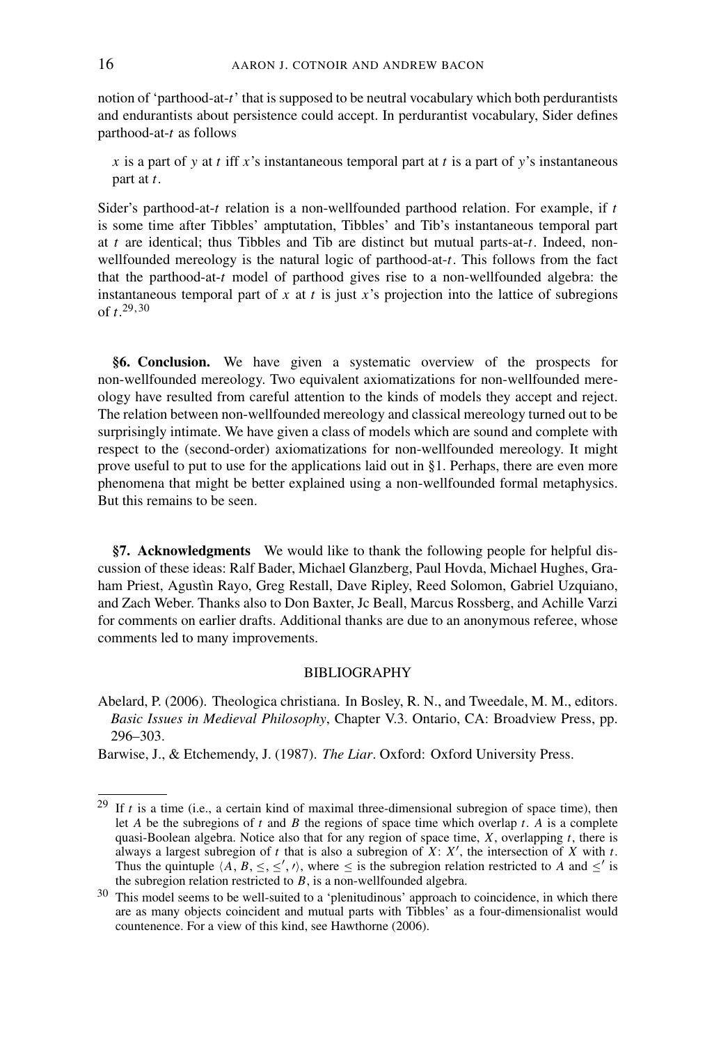notion of 'parthood-at-$t$' that is supposed to be neutral vocabulary which both perdurantists and endurantists about persistence could accept. In perdurantist vocabulary, Sider defines parthood-at-$t$ as follows

> $x$ is a part of $y$ at $t$ iff $x$'s instantaneous temporal part at $t$ is a part of $y$'s instantaneous part at $t$.

Sider's parthood-at-$t$ relation is a non-wellfounded parthood relation. For example, if $t$ is some time after Tibbles' amptutation, Tibbles' and Tib's instantaneous temporal part at $t$ are identical; thus Tibbles and Tib are distinct but mutual parts-at-$t$. Indeed, non-wellfounded mereology is the natural logic of parthood-at-$t$. This follows from the fact that the parthood-at-$t$ model of parthood gives rise to a non-wellfounded algebra: the instantaneous temporal part of $x$ at $t$ is just $x$'s projection into the lattice of subregions of $t$.[29,30]

## §6. Conclusion.

We have given a systematic overview of the prospects for non-wellfounded mereology. Two equivalent axiomatizations for non-wellfounded mereology have resulted from careful attention to the kinds of models they accept and reject. The relation between non-wellfounded mereology and classical mereology turned out to be surprisingly intimate. We have given a class of models which are sound and complete with respect to the (second-order) axiomatizations for non-wellfounded mereology. It might prove useful to put to use for the applications laid out in §1. Perhaps, there are even more phenomena that might be better explained using a non-wellfounded formal metaphysics. But this remains to be seen.

## §7. Acknowledgments

We would like to thank the following people for helpful discussion of these ideas: Ralf Bader, Michael Glanzberg, Paul Hovda, Michael Hughes, Graham Priest, Agustìn Rayo, Greg Restall, Dave Ripley, Reed Solomon, Gabriel Uzquiano, and Zach Weber. Thanks also to Don Baxter, Jc Beall, Marcus Rossberg, and Achille Varzi for comments on earlier drafts. Additional thanks are due to an anonymous referee, whose comments led to many improvements.

## BIBLIOGRAPHY

Abelard, P. (2006). Theologica christiana. In Bosley, R. N., and Tweedale, M. M., editors. *Basic Issues in Medieval Philosophy*, Chapter V.3. Ontario, CA: Broadview Press, pp. 296–303.

Barwise, J., & Etchemendy, J. (1987). *The Liar*. Oxford: Oxford University Press.

---

[29] If $t$ is a time (i.e., a certain kind of maximal three-dimensional subregion of space time), then let $A$ be the subregions of $t$ and $B$ the regions of space time which overlap $t$. $A$ is a complete quasi-Boolean algebra. Notice also that for any region of space time, $X$, overlapping $t$, there is always a largest subregion of $t$ that is also a subregion of $X$: $X'$, the intersection of $X$ with $t$. Thus the quintuple $\langle A, B, \leq, \leq', \prime \rangle$, where $\leq$ is the subregion relation restricted to $A$ and $\leq'$ is the subregion relation restricted to $B$, is a non-wellfounded algebra.

[30] This model seems to be well-suited to a 'plenitudinous' approach to coincidence, in which there are as many objects coincident and mutual parts with Tibbles' as a four-dimensionalist would countenence. For a view of this kind, see Hawthorne (2006).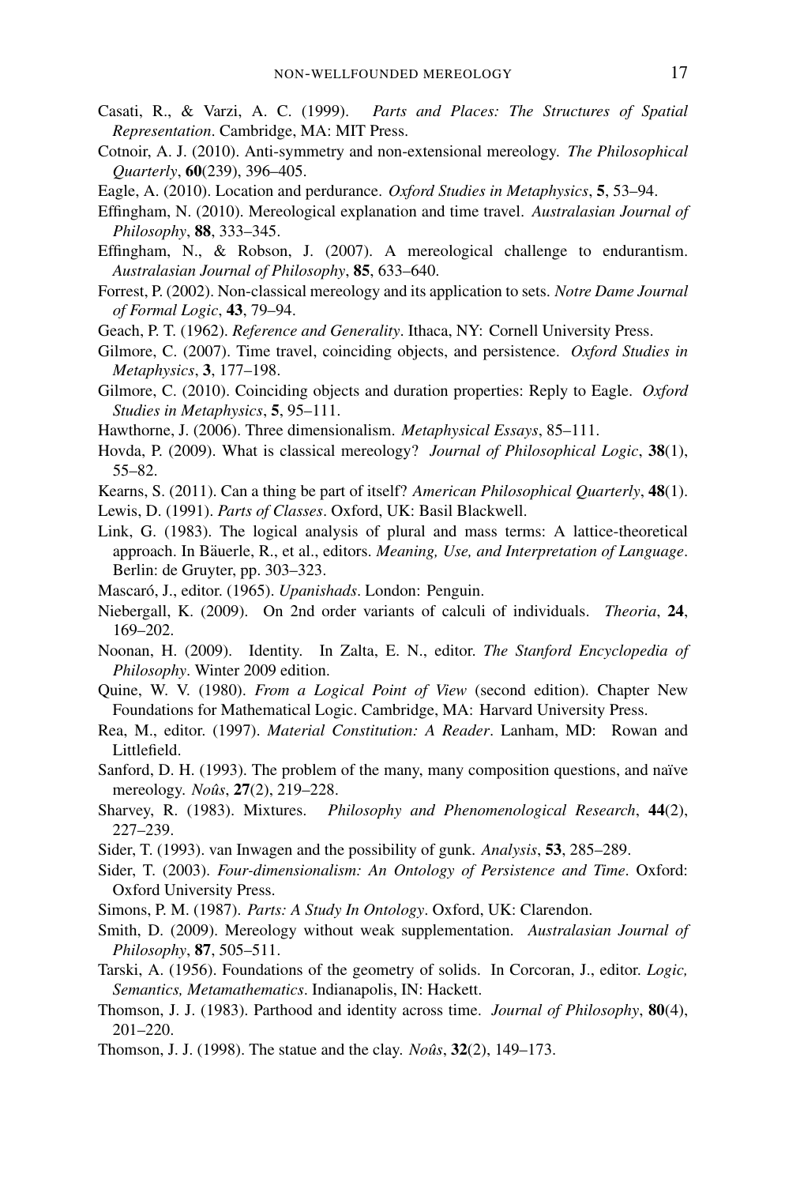Casati, R., & Varzi, A. C. (1999). *Parts and Places: The Structures of Spatial Representation*. Cambridge, MA: MIT Press.

Cotnoir, A. J. (2010). Anti-symmetry and non-extensional mereology. *The Philosophical Quarterly*, **60**(239), 396–405.

Eagle, A. (2010). Location and perdurance. *Oxford Studies in Metaphysics*, **5**, 53–94.

Effingham, N. (2010). Mereological explanation and time travel. *Australasian Journal of Philosophy*, **88**, 333–345.

Effingham, N., & Robson, J. (2007). A mereological challenge to endurantism. *Australasian Journal of Philosophy*, **85**, 633–640.

Forrest, P. (2002). Non-classical mereology and its application to sets. *Notre Dame Journal of Formal Logic*, **43**, 79–94.

Geach, P. T. (1962). *Reference and Generality*. Ithaca, NY: Cornell University Press.

Gilmore, C. (2007). Time travel, coinciding objects, and persistence. *Oxford Studies in Metaphysics*, **3**, 177–198.

Gilmore, C. (2010). Coinciding objects and duration properties: Reply to Eagle. *Oxford Studies in Metaphysics*, **5**, 95–111.

Hawthorne, J. (2006). Three dimensionalism. *Metaphysical Essays*, 85–111.

Hovda, P. (2009). What is classical mereology? *Journal of Philosophical Logic*, **38**(1), 55–82.

Kearns, S. (2011). Can a thing be part of itself? *American Philosophical Quarterly*, **48**(1).

Lewis, D. (1991). *Parts of Classes*. Oxford, UK: Basil Blackwell.

Link, G. (1983). The logical analysis of plural and mass terms: A lattice-theoretical approach. In Bäuerle, R., et al., editors. *Meaning, Use, and Interpretation of Language*. Berlin: de Gruyter, pp. 303–323.

Mascaró, J., editor. (1965). *Upanishads*. London: Penguin.

Niebergall, K. (2009). On 2nd order variants of calculi of individuals. *Theoria*, **24**, 169–202.

Noonan, H. (2009). Identity. In Zalta, E. N., editor. *The Stanford Encyclopedia of Philosophy*. Winter 2009 edition.

Quine, W. V. (1980). *From a Logical Point of View* (second edition). Chapter New Foundations for Mathematical Logic. Cambridge, MA: Harvard University Press.

Rea, M., editor. (1997). *Material Constitution: A Reader*. Lanham, MD: Rowan and Littlefield.

Sanford, D. H. (1993). The problem of the many, many composition questions, and naïve mereology. *Noûs*, **27**(2), 219–228.

Sharvey, R. (1983). Mixtures. *Philosophy and Phenomenological Research*, **44**(2), 227–239.

Sider, T. (1993). van Inwagen and the possibility of gunk. *Analysis*, **53**, 285–289.

Sider, T. (2003). *Four-dimensionalism: An Ontology of Persistence and Time*. Oxford: Oxford University Press.

Simons, P. M. (1987). *Parts: A Study In Ontology*. Oxford, UK: Clarendon.

Smith, D. (2009). Mereology without weak supplementation. *Australasian Journal of Philosophy*, **87**, 505–511.

Tarski, A. (1956). Foundations of the geometry of solids. In Corcoran, J., editor. *Logic, Semantics, Metamathematics*. Indianapolis, IN: Hackett.

Thomson, J. J. (1983). Parthood and identity across time. *Journal of Philosophy*, **80**(4), 201–220.

Thomson, J. J. (1998). The statue and the clay. *Noûs*, **32**(2), 149–173.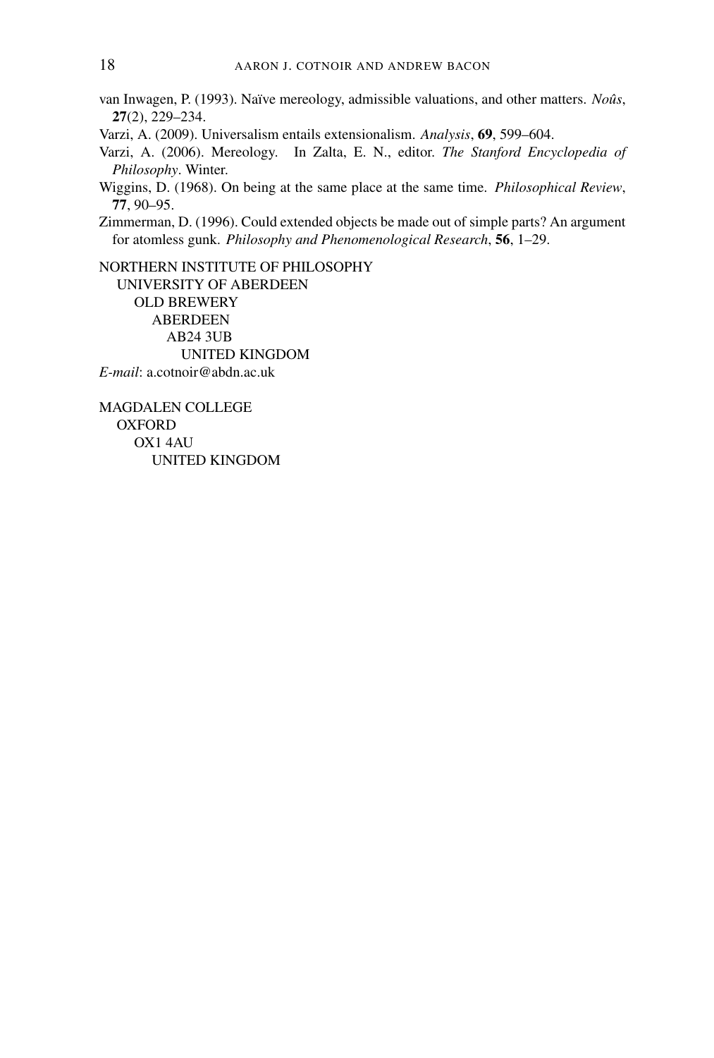van Inwagen, P. (1993). Naïve mereology, admissible valuations, and other matters. *Noûs*, **27**(2), 229–234.

Varzi, A. (2009). Universalism entails extensionalism. *Analysis*, **69**, 599–604.

Varzi, A. (2006). Mereology. In Zalta, E. N., editor. *The Stanford Encyclopedia of Philosophy*. Winter.

Wiggins, D. (1968). On being at the same place at the same time. *Philosophical Review*, **77**, 90–95.

Zimmerman, D. (1996). Could extended objects be made out of simple parts? An argument for atomless gunk. *Philosophy and Phenomenological Research*, **56**, 1–29.

NORTHERN INSTITUTE OF PHILOSOPHY
UNIVERSITY OF ABERDEEN
OLD BREWERY
ABERDEEN
AB24 3UB
UNITED KINGDOM
*E-mail*: a.cotnoir@abdn.ac.uk

MAGDALEN COLLEGE
OXFORD
OX1 4AU
UNITED KINGDOM